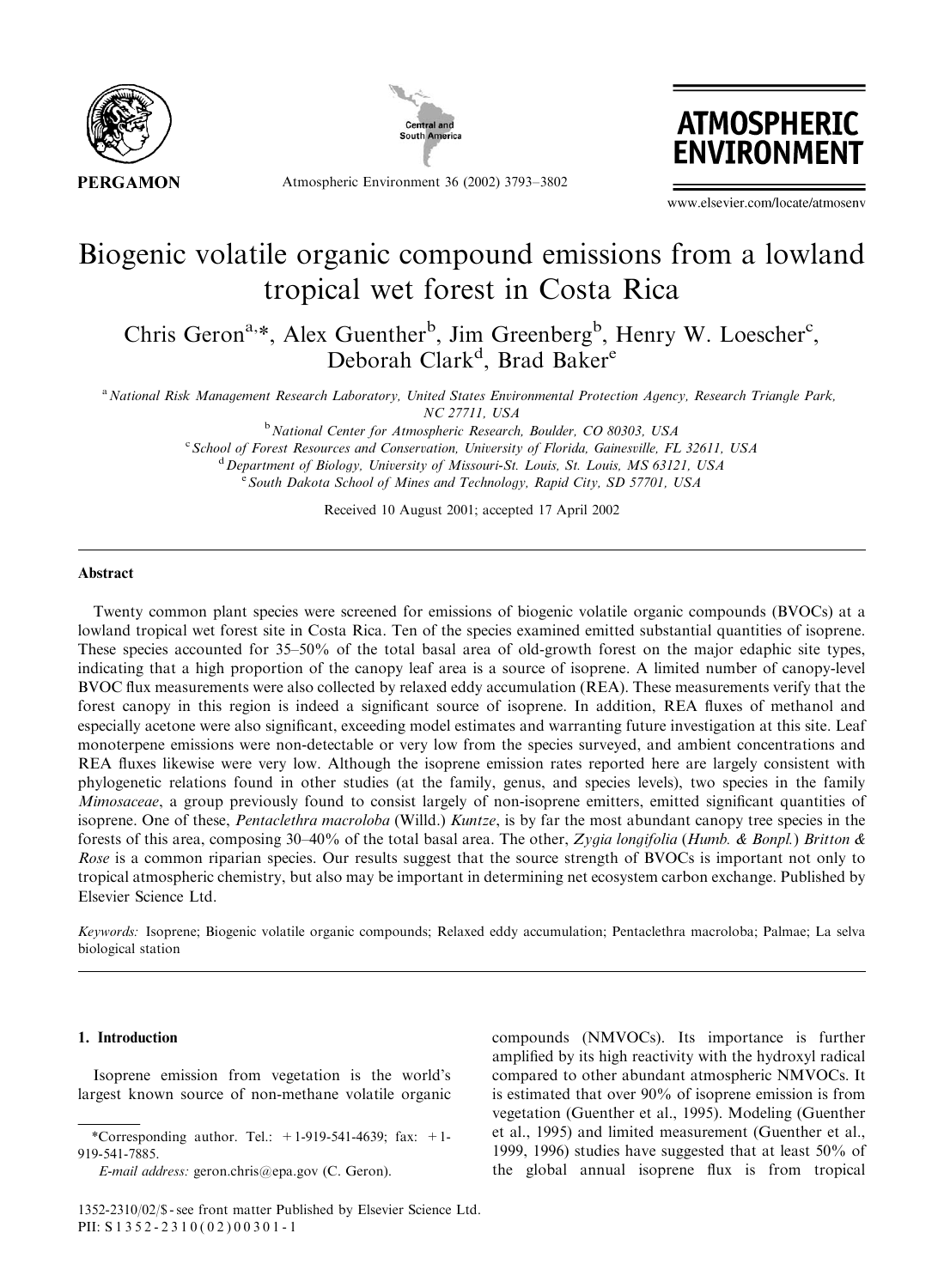# Biogenic volatile organic compound emissions from a lowland tropical wet forest in Costa Rica

Chris Geron[a,*], Alex Guenther[b], Jim Greenberg[b], Henry W. Loescher[c], Deborah Clark[d], Brad Baker[e]

[a] National Risk Management Research Laboratory, United States Environmental Protection Agency, Research Triangle Park, NC 27711, USA

[b] National Center for Atmospheric Research, Boulder, CO 80303, USA

[c] School of Forest Resources and Conservation, University of Florida, Gainesville, FL 32611, USA

[d] Department of Biology, University of Missouri-St. Louis, St. Louis, MS 63121, USA

[e] South Dakota School of Mines and Technology, Rapid City, SD 57701, USA

Received 10 August 2001; accepted 17 April 2002

## Abstract

Twenty common plant species were screened for emissions of biogenic volatile organic compounds (BVOCs) at a lowland tropical wet forest site in Costa Rica. Ten of the species examined emitted substantial quantities of isoprene. These species accounted for 35–50% of the total basal area of old-growth forest on the major edaphic site types, indicating that a high proportion of the canopy leaf area is a source of isoprene. A limited number of canopy-level BVOC flux measurements were also collected by relaxed eddy accumulation (REA). These measurements verify that the forest canopy in this region is indeed a significant source of isoprene. In addition, REA fluxes of methanol and especially acetone were also significant, exceeding model estimates and warranting future investigation at this site. Leaf monoterpene emissions were non-detectable or very low from the species surveyed, and ambient concentrations and REA fluxes likewise were very low. Although the isoprene emission rates reported here are largely consistent with phylogenetic relations found in other studies (at the family, genus, and species levels), two species in the family *Mimosaceae*, a group previously found to consist largely of non-isoprene emitters, emitted significant quantities of isoprene. One of these, *Pentaclethra macroloba* (Willd.) *Kuntze*, is by far the most abundant canopy tree species in the forests of this area, composing 30–40% of the total basal area. The other, *Zygia longifolia* (*Humb. & Bonpl.*) *Britton & Rose* is a common riparian species. Our results suggest that the source strength of BVOCs is important not only to tropical atmospheric chemistry, but also may be important in determining net ecosystem carbon exchange. Published by Elsevier Science Ltd.

*Keywords:* Isoprene; Biogenic volatile organic compounds; Relaxed eddy accumulation; Pentaclethra macroloba; Palmae; La selva biological station

## 1. Introduction

Isoprene emission from vegetation is the world's largest known source of non-methane volatile organic compounds (NMVOCs). Its importance is further amplified by its high reactivity with the hydroxyl radical compared to other abundant atmospheric NMVOCs. It is estimated that over 90% of isoprene emission is from vegetation (Guenther et al., 1995). Modeling (Guenther et al., 1995) and limited measurement (Guenther et al., 1999, 1996) studies have suggested that at least 50% of the global annual isoprene flux is from tropical

*Corresponding author. Tel.: +1-919-541-4639; fax: +1-919-541-7885.

*E-mail address:* geron.chris@epa.gov (C. Geron).

1352-2310/02/$ - see front matter Published by Elsevier Science Ltd.
PII: S1352-2310(02)00301-1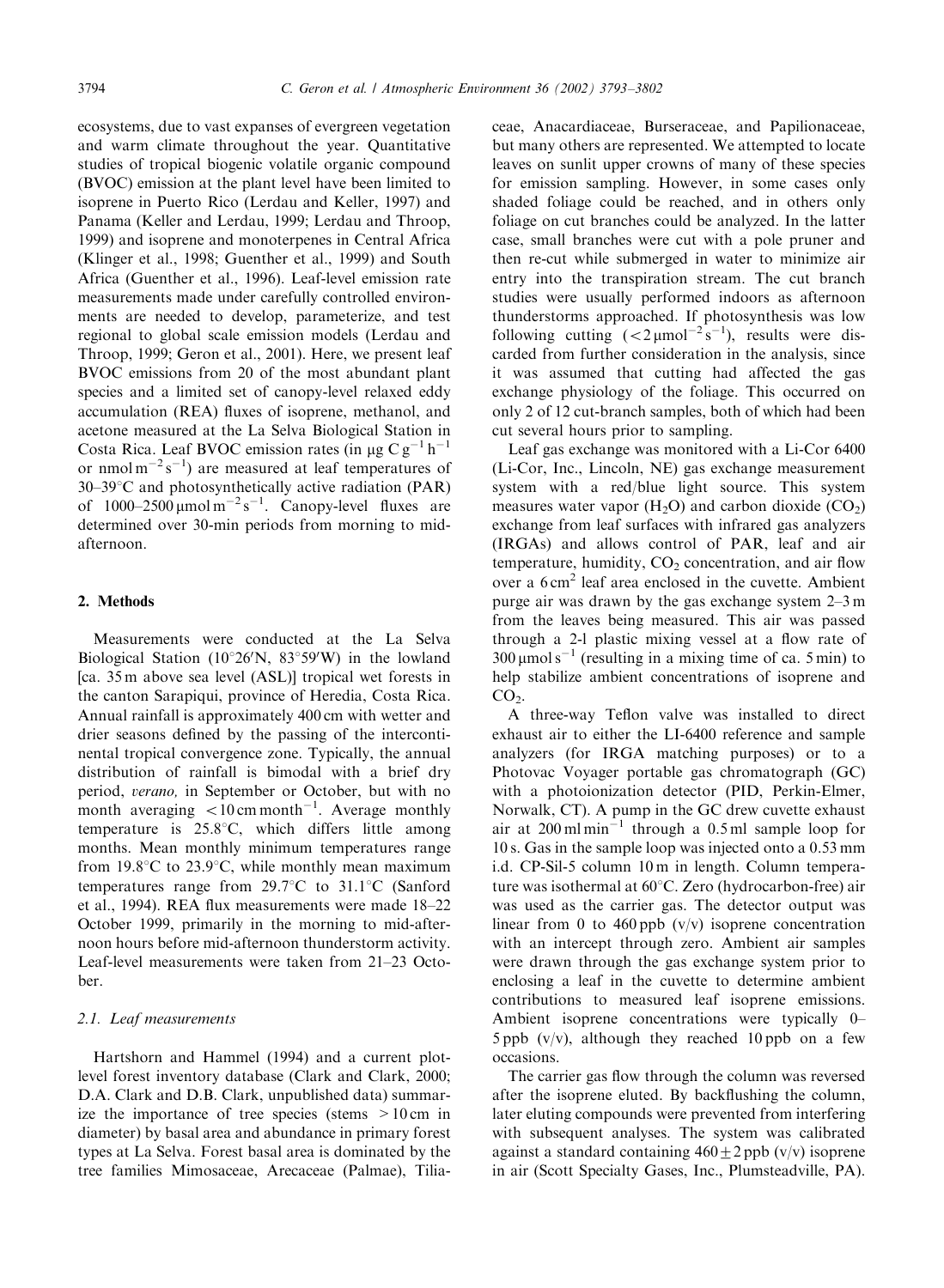ecosystems, due to vast expanses of evergreen vegetation and warm climate throughout the year. Quantitative studies of tropical biogenic volatile organic compound (BVOC) emission at the plant level have been limited to isoprene in Puerto Rico (Lerdau and Keller, 1997) and Panama (Keller and Lerdau, 1999; Lerdau and Throop, 1999) and isoprene and monoterpenes in Central Africa (Klinger et al., 1998; Guenther et al., 1999) and South Africa (Guenther et al., 1996). Leaf-level emission rate measurements made under carefully controlled environments are needed to develop, parameterize, and test regional to global scale emission models (Lerdau and Throop, 1999; Geron et al., 2001). Here, we present leaf BVOC emissions from 20 of the most abundant plant species and a limited set of canopy-level relaxed eddy accumulation (REA) fluxes of isoprene, methanol, and acetone measured at the La Selva Biological Station in Costa Rica. Leaf BVOC emission rates (in $\mu g\ C\ g^{-1}\ h^{-1}$ or $nmol\ m^{-2}\ s^{-1}$) are measured at leaf temperatures of 30–39°C and photosynthetically active radiation (PAR) of $1000–2500\ \mu mol\ m^{-2}\ s^{-1}$. Canopy-level fluxes are determined over 30-min periods from morning to mid-afternoon.

## 2. Methods

Measurements were conducted at the La Selva Biological Station (10°26′N, 83°59′W) in the lowland [ca. 35 m above sea level (ASL)] tropical wet forests in the canton Sarapiqui, province of Heredia, Costa Rica. Annual rainfall is approximately 400 cm with wetter and drier seasons defined by the passing of the intercontinental tropical convergence zone. Typically, the annual distribution of rainfall is bimodal with a brief dry period, *verano,* in September or October, but with no month averaging $<10\ cm\ month^{-1}$. Average monthly temperature is 25.8°C, which differs little among months. Mean monthly minimum temperatures range from 19.8°C to 23.9°C, while monthly mean maximum temperatures range from 29.7°C to 31.1°C (Sanford et al., 1994). REA flux measurements were made 18–22 October 1999, primarily in the morning to mid-afternoon hours before mid-afternoon thunderstorm activity. Leaf-level measurements were taken from 21–23 October.

### 2.1. Leaf measurements

Hartshorn and Hammel (1994) and a current plot-level forest inventory database (Clark and Clark, 2000; D.A. Clark and D.B. Clark, unpublished data) summarize the importance of tree species (stems >10 cm in diameter) by basal area and abundance in primary forest types at La Selva. Forest basal area is dominated by the tree families Mimosaceae, Arecaceae (Palmae), Tiliaceae, Anacardiaceae, Burseraceae, and Papilionaceae, but many others are represented. We attempted to locate leaves on sunlit upper crowns of many of these species for emission sampling. However, in some cases only shaded foliage could be reached, and in others only foliage on cut branches could be analyzed. In the latter case, small branches were cut with a pole pruner and then re-cut while submerged in water to minimize air entry into the transpiration stream. The cut branch studies were usually performed indoors as afternoon thunderstorms approached. If photosynthesis was low following cutting ($<2\ \mu mol^{-2}\ s^{-1}$), results were discarded from further consideration in the analysis, since it was assumed that cutting had affected the gas exchange physiology of the foliage. This occurred on only 2 of 12 cut-branch samples, both of which had been cut several hours prior to sampling.

Leaf gas exchange was monitored with a Li-Cor 6400 (Li-Cor, Inc., Lincoln, NE) gas exchange measurement system with a red/blue light source. This system measures water vapor ($H_2O$) and carbon dioxide ($CO_2$) exchange from leaf surfaces with infrared gas analyzers (IRGAs) and allows control of PAR, leaf and air temperature, humidity, $CO_2$ concentration, and air flow over a $6\ cm^2$ leaf area enclosed in the cuvette. Ambient purge air was drawn by the gas exchange system 2–3 m from the leaves being measured. This air was passed through a 2-l plastic mixing vessel at a flow rate of $300\ \mu mol\ s^{-1}$ (resulting in a mixing time of ca. 5 min) to help stabilize ambient concentrations of isoprene and $CO_2$.

A three-way Teflon valve was installed to direct exhaust air to either the LI-6400 reference and sample analyzers (for IRGA matching purposes) or to a Photovac Voyager portable gas chromatograph (GC) with a photoionization detector (PID, Perkin-Elmer, Norwalk, CT). A pump in the GC drew cuvette exhaust air at $200\ ml\ min^{-1}$ through a 0.5 ml sample loop for 10 s. Gas in the sample loop was injected onto a 0.53 mm i.d. CP-Sil-5 column 10 m in length. Column temperature was isothermal at 60°C. Zero (hydrocarbon-free) air was used as the carrier gas. The detector output was linear from 0 to 460 ppb (v/v) isoprene concentration with an intercept through zero. Ambient air samples were drawn through the gas exchange system prior to enclosing a leaf in the cuvette to determine ambient contributions to measured leaf isoprene emissions. Ambient isoprene concentrations were typically 0–5 ppb (v/v), although they reached 10 ppb on a few occasions.

The carrier gas flow through the column was reversed after the isoprene eluted. By backflushing the column, later eluting compounds were prevented from interfering with subsequent analyses. The system was calibrated against a standard containing $460 \pm 2$ ppb (v/v) isoprene in air (Scott Specialty Gases, Inc., Plumsteadville, PA).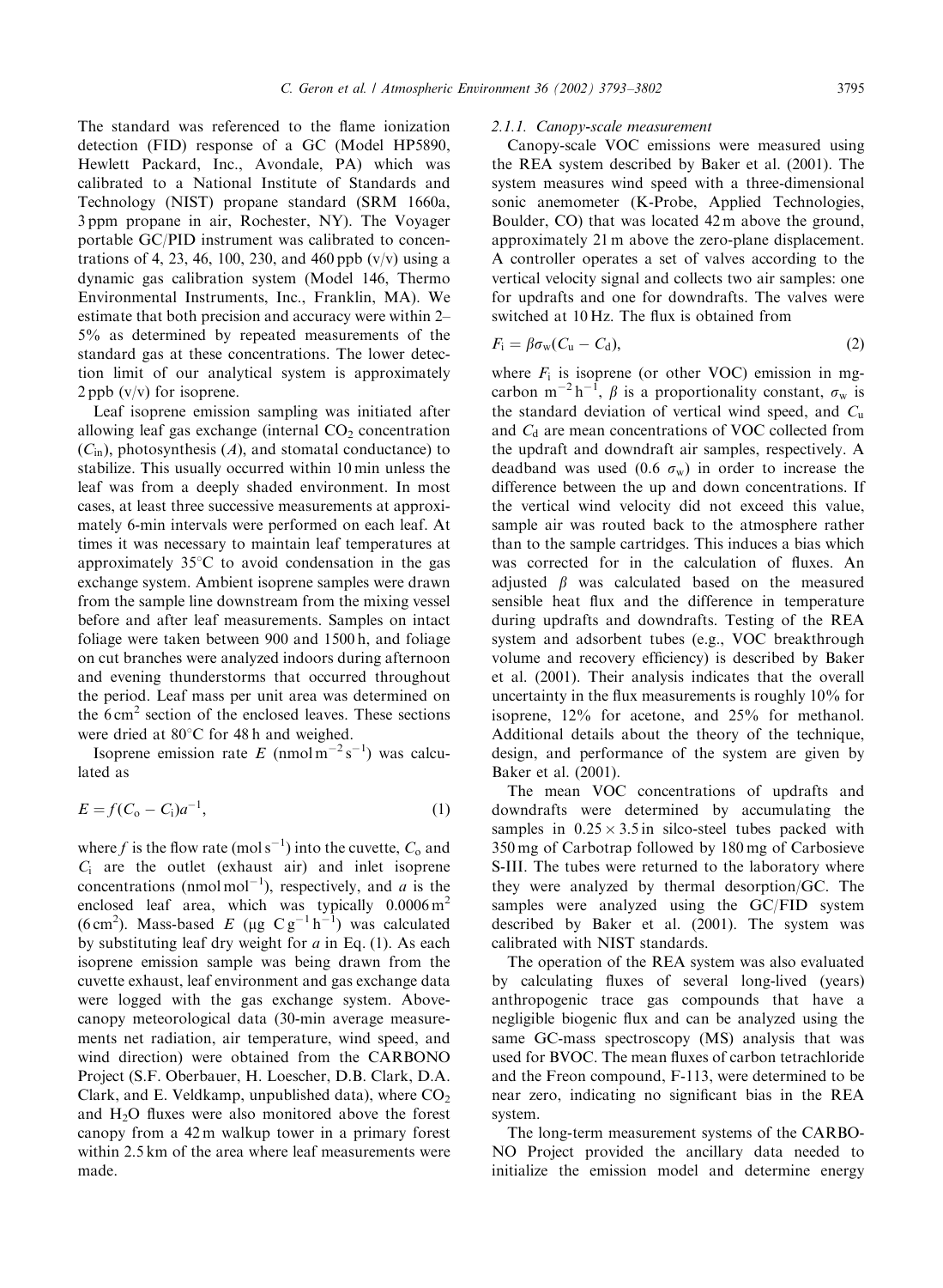The standard was referenced to the flame ionization detection (FID) response of a GC (Model HP5890, Hewlett Packard, Inc., Avondale, PA) which was calibrated to a National Institute of Standards and Technology (NIST) propane standard (SRM 1660a, 3 ppm propane in air, Rochester, NY). The Voyager portable GC/PID instrument was calibrated to concentrations of 4, 23, 46, 100, 230, and 460 ppb (v/v) using a dynamic gas calibration system (Model 146, Thermo Environmental Instruments, Inc., Franklin, MA). We estimate that both precision and accuracy were within 2–5% as determined by repeated measurements of the standard gas at these concentrations. The lower detection limit of our analytical system is approximately 2 ppb (v/v) for isoprene.

Leaf isoprene emission sampling was initiated after allowing leaf gas exchange (internal $CO_2$ concentration ($C_{in}$), photosynthesis ($A$), and stomatal conductance) to stabilize. This usually occurred within 10 min unless the leaf was from a deeply shaded environment. In most cases, at least three successive measurements at approximately 6-min intervals were performed on each leaf. At times it was necessary to maintain leaf temperatures at approximately 35°C to avoid condensation in the gas exchange system. Ambient isoprene samples were drawn from the sample line downstream from the mixing vessel before and after leaf measurements. Samples on intact foliage were taken between 900 and 1500 h, and foliage on cut branches were analyzed indoors during afternoon and evening thunderstorms that occurred throughout the period. Leaf mass per unit area was determined on the 6 cm$^2$ section of the enclosed leaves. These sections were dried at 80°C for 48 h and weighed.

Isoprene emission rate $E$ (nmol m$^{-2}$ s$^{-1}$) was calculated as

$$E = f(C_o - C_i)a^{-1}, \tag{1}$$

where $f$ is the flow rate (mol s$^{-1}$) into the cuvette, $C_o$ and $C_i$ are the outlet (exhaust air) and inlet isoprene concentrations (nmol mol$^{-1}$), respectively, and $a$ is the enclosed leaf area, which was typically 0.0006 m$^2$ (6 cm$^2$). Mass-based $E$ (μg C g$^{-1}$ h$^{-1}$) was calculated by substituting leaf dry weight for $a$ in Eq. (1). As each isoprene emission sample was being drawn from the cuvette exhaust, leaf environment and gas exchange data were logged with the gas exchange system. Above-canopy meteorological data (30-min average measurements net radiation, air temperature, wind speed, and wind direction) were obtained from the CARBONO Project (S.F. Oberbauer, H. Loescher, D.B. Clark, D.A. Clark, and E. Veldkamp, unpublished data), where $CO_2$ and $H_2O$ fluxes were also monitored above the forest canopy from a 42 m walkup tower in a primary forest within 2.5 km of the area where leaf measurements were made.

#### 2.1.1. Canopy-scale measurement

Canopy-scale VOC emissions were measured using the REA system described by Baker et al. (2001). The system measures wind speed with a three-dimensional sonic anemometer (K-Probe, Applied Technologies, Boulder, CO) that was located 42 m above the ground, approximately 21 m above the zero-plane displacement. A controller operates a set of valves according to the vertical velocity signal and collects two air samples: one for updrafts and one for downdrafts. The valves were switched at 10 Hz. The flux is obtained from

$$F_i = \beta\sigma_w(C_u - C_d), \tag{2}$$

where $F_i$ is isoprene (or other VOC) emission in mg-carbon m$^{-2}$ h$^{-1}$, $\beta$ is a proportionality constant, $\sigma_w$ is the standard deviation of vertical wind speed, and $C_u$ and $C_d$ are mean concentrations of VOC collected from the updraft and downdraft air samples, respectively. A deadband was used (0.6 $\sigma_w$) in order to increase the difference between the up and down concentrations. If the vertical wind velocity did not exceed this value, sample air was routed back to the atmosphere rather than to the sample cartridges. This induces a bias which was corrected for in the calculation of fluxes. An adjusted $\beta$ was calculated based on the measured sensible heat flux and the difference in temperature during updrafts and downdrafts. Testing of the REA system and adsorbent tubes (e.g., VOC breakthrough volume and recovery efficiency) is described by Baker et al. (2001). Their analysis indicates that the overall uncertainty in the flux measurements is roughly 10% for isoprene, 12% for acetone, and 25% for methanol. Additional details about the theory of the technique, design, and performance of the system are given by Baker et al. (2001).

The mean VOC concentrations of updrafts and downdrafts were determined by accumulating the samples in 0.25 × 3.5 in silco-steel tubes packed with 350 mg of Carbotrap followed by 180 mg of Carbosieve S-III. The tubes were returned to the laboratory where they were analyzed by thermal desorption/GC. The samples were analyzed using the GC/FID system described by Baker et al. (2001). The system was calibrated with NIST standards.

The operation of the REA system was also evaluated by calculating fluxes of several long-lived (years) anthropogenic trace gas compounds that have a negligible biogenic flux and can be analyzed using the same GC-mass spectroscopy (MS) analysis that was used for BVOC. The mean fluxes of carbon tetrachloride and the Freon compound, F-113, were determined to be near zero, indicating no significant bias in the REA system.

The long-term measurement systems of the CARBONO Project provided the ancillary data needed to initialize the emission model and determine energy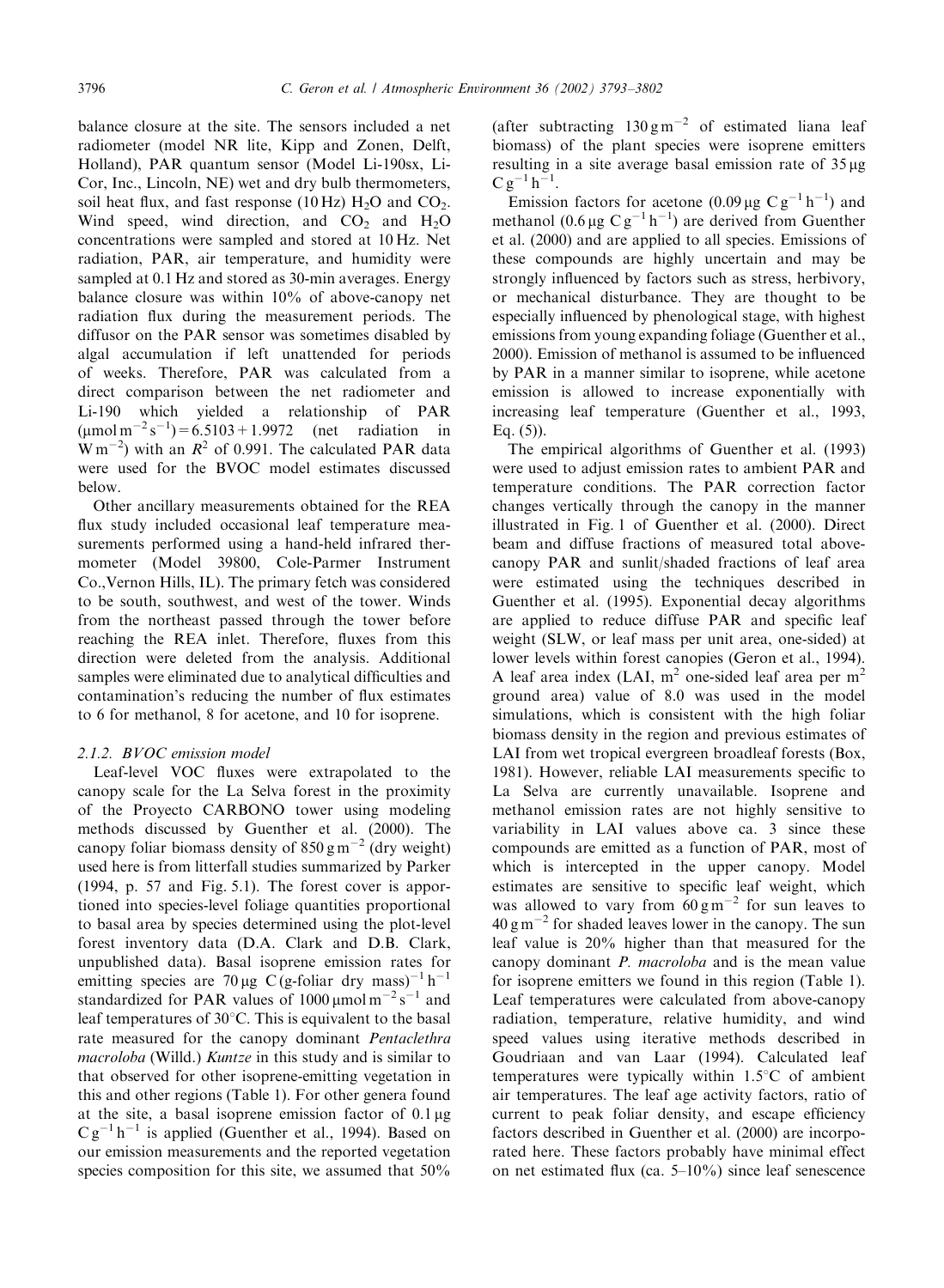balance closure at the site. The sensors included a net radiometer (model NR lite, Kipp and Zonen, Delft, Holland), PAR quantum sensor (Model Li-190sx, Li-Cor, Inc., Lincoln, NE) wet and dry bulb thermometers, soil heat flux, and fast response (10 Hz) $H_2O$ and $CO_2$. Wind speed, wind direction, and $CO_2$ and $H_2O$ concentrations were sampled and stored at 10 Hz. Net radiation, PAR, air temperature, and humidity were sampled at 0.1 Hz and stored as 30-min averages. Energy balance closure was within 10% of above-canopy net radiation flux during the measurement periods. The diffusor on the PAR sensor was sometimes disabled by algal accumulation if left unattended for periods of weeks. Therefore, PAR was calculated from a direct comparison between the net radiometer and Li-190 which yielded a relationship of PAR ($\mu$mol m$^{-2}$ s$^{-1}$) = 6.5103 + 1.9972 (net radiation in W m$^{-2}$) with an $R^2$ of 0.991. The calculated PAR data were used for the BVOC model estimates discussed below.

Other ancillary measurements obtained for the REA flux study included occasional leaf temperature measurements performed using a hand-held infrared thermometer (Model 39800, Cole-Parmer Instrument Co.,Vernon Hills, IL). The primary fetch was considered to be south, southwest, and west of the tower. Winds from the northeast passed through the tower before reaching the REA inlet. Therefore, fluxes from this direction were deleted from the analysis. Additional samples were eliminated due to analytical difficulties and contamination's reducing the number of flux estimates to 6 for methanol, 8 for acetone, and 10 for isoprene.

#### 2.1.2. BVOC emission model

Leaf-level VOC fluxes were extrapolated to the canopy scale for the La Selva forest in the proximity of the Proyecto CARBONO tower using modeling methods discussed by Guenther et al. (2000). The canopy foliar biomass density of 850 g m$^{-2}$ (dry weight) used here is from litterfall studies summarized by Parker (1994, p. 57 and Fig. 5.1). The forest cover is apportioned into species-level foliage quantities proportional to basal area by species determined using the plot-level forest inventory data (D.A. Clark and D.B. Clark, unpublished data). Basal isoprene emission rates for emitting species are 70 $\mu$g C(g-foliar dry mass)$^{-1}$ h$^{-1}$ standardized for PAR values of 1000 $\mu$mol m$^{-2}$ s$^{-1}$ and leaf temperatures of 30°C. This is equivalent to the basal rate measured for the canopy dominant *Pentaclethra macroloba* (Willd.) *Kuntze* in this study and is similar to that observed for other isoprene-emitting vegetation in this and other regions (Table 1). For other genera found at the site, a basal isoprene emission factor of 0.1 $\mu$g C g$^{-1}$ h$^{-1}$ is applied (Guenther et al., 1994). Based on our emission measurements and the reported vegetation species composition for this site, we assumed that 50% (after subtracting 130 g m$^{-2}$ of estimated liana leaf biomass) of the plant species were isoprene emitters resulting in a site average basal emission rate of 35 $\mu$g C g$^{-1}$ h$^{-1}$.

Emission factors for acetone (0.09 $\mu$g C g$^{-1}$ h$^{-1}$) and methanol (0.6 $\mu$g C g$^{-1}$ h$^{-1}$) are derived from Guenther et al. (2000) and are applied to all species. Emissions of these compounds are highly uncertain and may be strongly influenced by factors such as stress, herbivory, or mechanical disturbance. They are thought to be especially influenced by phenological stage, with highest emissions from young expanding foliage (Guenther et al., 2000). Emission of methanol is assumed to be influenced by PAR in a manner similar to isoprene, while acetone emission is allowed to increase exponentially with increasing leaf temperature (Guenther et al., 1993, Eq. (5)).

The empirical algorithms of Guenther et al. (1993) were used to adjust emission rates to ambient PAR and temperature conditions. The PAR correction factor changes vertically through the canopy in the manner illustrated in Fig. 1 of Guenther et al. (2000). Direct beam and diffuse fractions of measured total above-canopy PAR and sunlit/shaded fractions of leaf area were estimated using the techniques described in Guenther et al. (1995). Exponential decay algorithms are applied to reduce diffuse PAR and specific leaf weight (SLW, or leaf mass per unit area, one-sided) at lower levels within forest canopies (Geron et al., 1994). A leaf area index (LAI, m$^2$ one-sided leaf area per m$^2$ ground area) value of 8.0 was used in the model simulations, which is consistent with the high foliar biomass density in the region and previous estimates of LAI from wet tropical evergreen broadleaf forests (Box, 1981). However, reliable LAI measurements specific to La Selva are currently unavailable. Isoprene and methanol emission rates are not highly sensitive to variability in LAI values above ca. 3 since these compounds are emitted as a function of PAR, most of which is intercepted in the upper canopy. Model estimates are sensitive to specific leaf weight, which was allowed to vary from 60 g m$^{-2}$ for sun leaves to 40 g m$^{-2}$ for shaded leaves lower in the canopy. The sun leaf value is 20% higher than that measured for the canopy dominant *P. macroloba* and is the mean value for isoprene emitters we found in this region (Table 1). Leaf temperatures were calculated from above-canopy radiation, temperature, relative humidity, and wind speed values using iterative methods described in Goudriaan and van Laar (1994). Calculated leaf temperatures were typically within 1.5°C of ambient air temperatures. The leaf age activity factors, ratio of current to peak foliar density, and escape efficiency factors described in Guenther et al. (2000) are incorporated here. These factors probably have minimal effect on net estimated flux (ca. 5–10%) since leaf senescence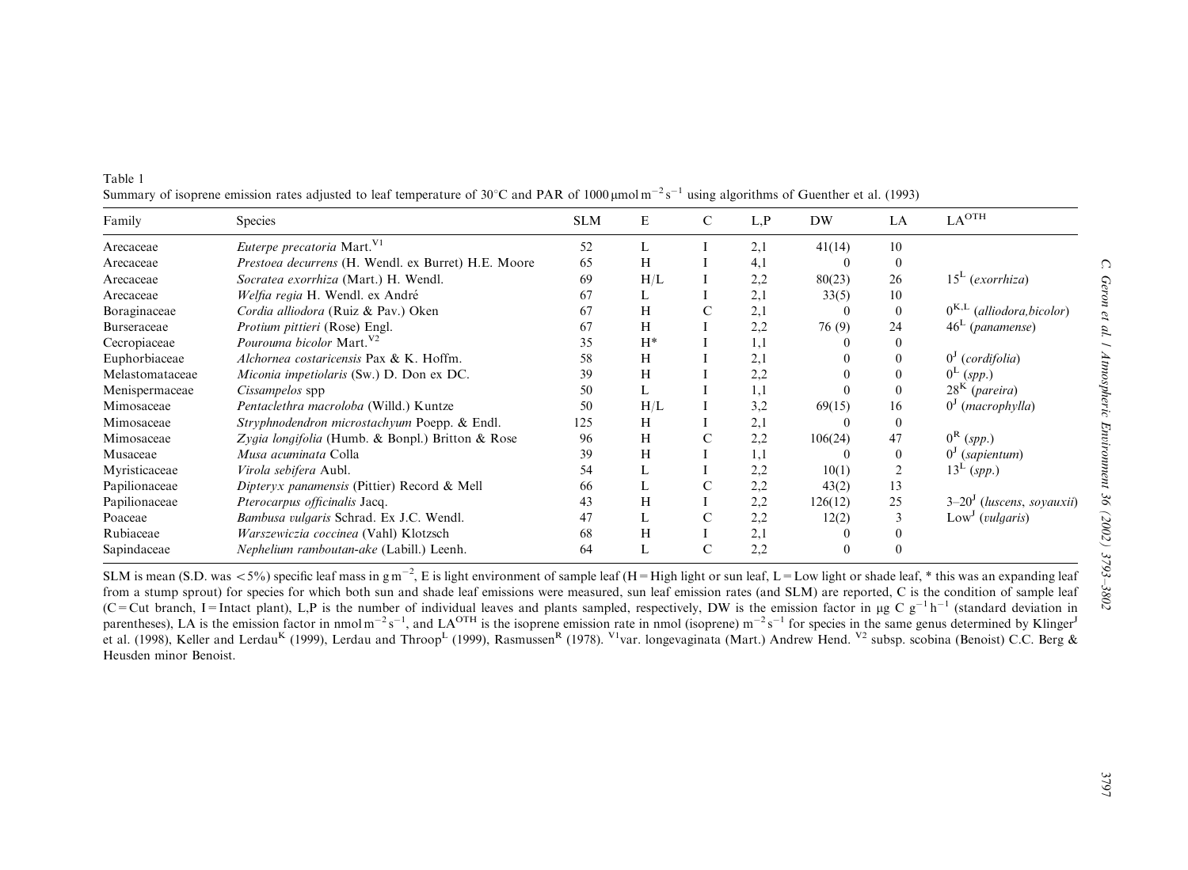Table 1
Summary of isoprene emission rates adjusted to leaf temperature of 30°C and PAR of 1000 μmol $m^{-2} s^{-1}$ using algorithms of Guenther et al. (1993)

| Family | Species | SLM | E | C | L,P | DW | LA | $LA^{OTH}$ |
|---|---|---|---|---|---|---|---|---|
| Arecaceae | *Euterpe precatoria* Mart.[V1] | 52 | L | I | 2,1 | 41(14) | 10 | |
| Arecaceae | *Prestoea decurrens* (H. Wendl. ex Burret) H.E. Moore | 65 | H | I | 4,1 | 0 | 0 | |
| Arecaceae | *Socratea exorrhiza* (Mart.) H. Wendl. | 69 | H/L | I | 2,2 | 80(23) | 26 | 15[L] (*exorrhiza*) |
| Arecaceae | *Welfia regia* H. Wendl. ex André | 67 | L | I | 2,1 | 33(5) | 10 | |
| Boraginaceae | *Cordia alliodora* (Ruiz & Pav.) Oken | 67 | H | C | 2,1 | 0 | 0 | 0[K,L] (*alliodora,bicolor*) |
| Burseraceae | *Protium pittieri* (Rose) Engl. | 67 | H | I | 2,2 | 76 (9) | 24 | 46[L] (*panamense*) |
| Cecropiaceae | *Pourouma bicolor* Mart.[V2] | 35 | H* | I | 1,1 | 0 | 0 | |
| Euphorbiaceae | *Alchornea costaricensis* Pax & K. Hoffm. | 58 | H | I | 2,1 | 0 | 0 | 0[J] (*cordifolia*) |
| Melastomataceae | *Miconia impetiolaris* (Sw.) D. Don ex DC. | 39 | H | I | 2,2 | 0 | 0 | 0[L] (*spp.*) |
| Menispermaceae | *Cissampelos* spp | 50 | L | I | 1,1 | 0 | 0 | 28[K] (*pareira*) |
| Mimosaceae | *Pentaclethra macroloba* (Willd.) Kuntze | 50 | H/L | I | 3,2 | 69(15) | 16 | 0[J] (*macrophylla*) |
| Mimosaceae | *Stryphnodendron microstachyum* Poepp. & Endl. | 125 | H | I | 2,1 | 0 | 0 | |
| Mimosaceae | *Zygia longifolia* (Humb. & Bonpl.) Britton & Rose | 96 | H | C | 2,2 | 106(24) | 47 | 0[R] (*spp.*) |
| Musaceae | *Musa acuminata* Colla | 39 | H | I | 1,1 | 0 | 0 | 0[J] (*sapientum*) |
| Myristicaceae | *Virola sebifera* Aubl. | 54 | L | I | 2,2 | 10(1) | 2 | 13[L] (*spp.*) |
| Papilionaceae | *Dipteryx panamensis* (Pittier) Record & Mell | 66 | L | C | 2,2 | 43(2) | 13 | |
| Papilionaceae | *Pterocarpus officinalis* Jacq. | 43 | H | I | 2,2 | 126(12) | 25 | 3–20[J] (*luscens, soyauxii*) |
| Poaceae | *Bambusa vulgaris* Schrad. Ex J.C. Wendl. | 47 | L | C | 2,2 | 12(2) | 3 | Low[J] (*vulgaris*) |
| Rubiaceae | *Warszewiczia coccinea* (Vahl) Klotzsch | 68 | H | I | 2,1 | 0 | 0 | |
| Sapindaceae | *Nephelium ramboutan-ake* (Labill.) Leenh. | 64 | L | C | 2,2 | 0 | 0 | |

SLM is mean (S.D. was <5%) specific leaf mass in g $m^{-2}$, E is light environment of sample leaf (H = High light or sun leaf, L = Low light or shade leaf, * this was an expanding leaf from a stump sprout) for species for which both sun and shade leaf emissions were measured, sun leaf emission rates (and SLM) are reported, C is the condition of sample leaf (C = Cut branch, I = Intact plant), L,P is the number of individual leaves and plants sampled, respectively, DW is the emission factor in μg C $g^{-1} h^{-1}$ (standard deviation in parentheses), LA is the emission factor in nmol $m^{-2} s^{-1}$, and $LA^{OTH}$ is the isoprene emission rate in nmol (isoprene) $m^{-2} s^{-1}$ for species in the same genus determined by Klinger[J] et al. (1998), Keller and Lerdau[K] (1999), Lerdau and Throop[L] (1999), Rasmussen[R] (1978). [V1]var. longevaginata (Mart.) Andrew Hend. [V2] subsp. scobina (Benoist) C.C. Berg & Heusden minor Benoist.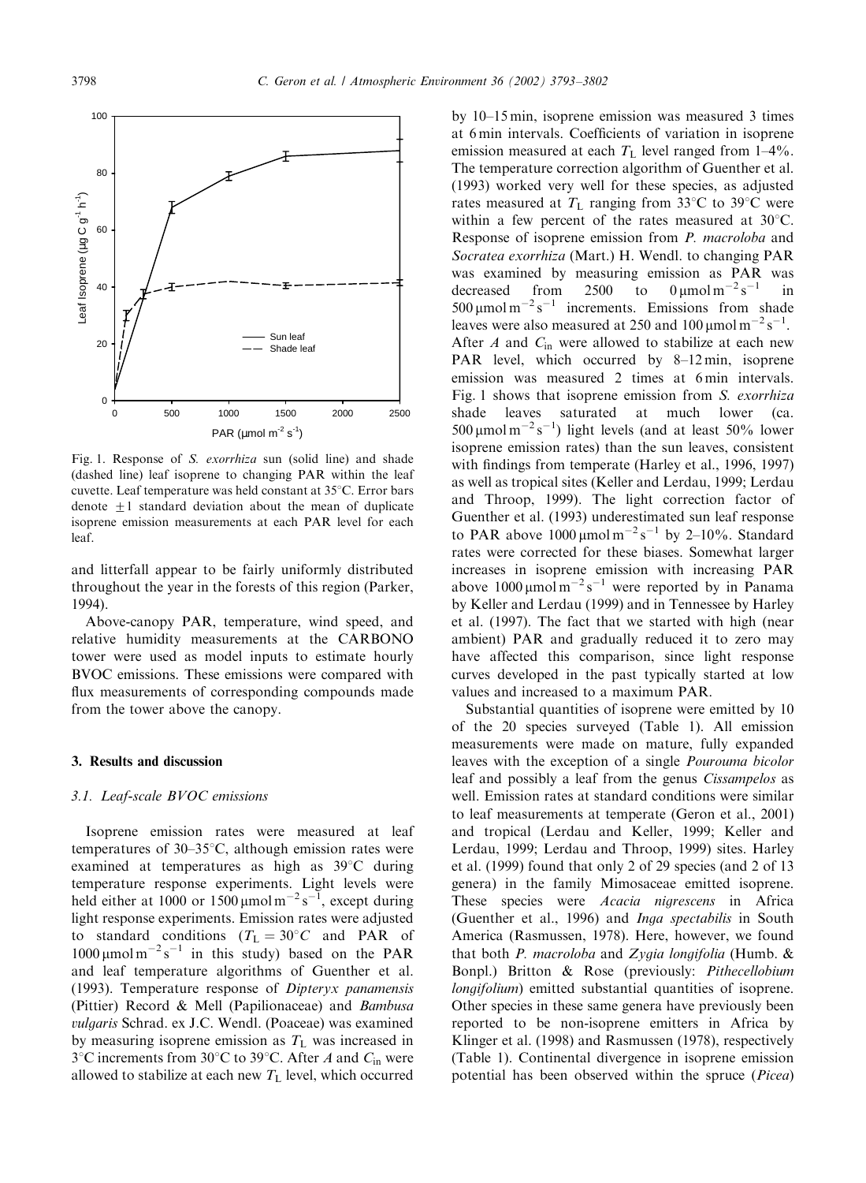Fig. 1. Response of *S. exorrhiza* sun (solid line) and shade (dashed line) leaf isoprene to changing PAR within the leaf cuvette. Leaf temperature was held constant at 35°C. Error bars denote ±1 standard deviation about the mean of duplicate isoprene emission measurements at each PAR level for each leaf.

and litterfall appear to be fairly uniformly distributed throughout the year in the forests of this region (Parker, 1994).

Above-canopy PAR, temperature, wind speed, and relative humidity measurements at the CARBONO tower were used as model inputs to estimate hourly BVOC emissions. These emissions were compared with flux measurements of corresponding compounds made from the tower above the canopy.

## 3. Results and discussion

### 3.1. Leaf-scale BVOC emissions

Isoprene emission rates were measured at leaf temperatures of 30–35°C, although emission rates were examined at temperatures as high as 39°C during temperature response experiments. Light levels were held either at 1000 or 1500 $\mu mol\, m^{-2}\, s^{-1}$, except during light response experiments. Emission rates were adjusted to standard conditions ($T_L = 30°C$ and PAR of 1000 $\mu mol\, m^{-2}\, s^{-1}$ in this study) based on the PAR and leaf temperature algorithms of Guenther et al. (1993). Temperature response of *Dipteryx panamensis* (Pittier) Record & Mell (Papilionaceae) and *Bambusa vulgaris* Schrad. ex J.C. Wendl. (Poaceae) was examined by measuring isoprene emission as $T_L$ was increased in 3°C increments from 30°C to 39°C. After $A$ and $C_{in}$ were allowed to stabilize at each new $T_L$ level, which occurred by 10–15 min, isoprene emission was measured 3 times at 6 min intervals. Coefficients of variation in isoprene emission measured at each $T_L$ level ranged from 1–4%. The temperature correction algorithm of Guenther et al. (1993) worked very well for these species, as adjusted rates measured at $T_L$ ranging from 33°C to 39°C were within a few percent of the rates measured at 30°C. Response of isoprene emission from *P. macroloba* and *Socratea exorrhiza* (Mart.) H. Wendl. to changing PAR was examined by measuring emission as PAR was decreased from 2500 to 0 $\mu mol\, m^{-2}\, s^{-1}$ in 500 $\mu mol\, m^{-2}\, s^{-1}$ increments. Emissions from shade leaves were also measured at 250 and 100 $\mu mol\, m^{-2}\, s^{-1}$. After $A$ and $C_{in}$ were allowed to stabilize at each new PAR level, which occurred by 8–12 min, isoprene emission was measured 2 times at 6 min intervals. Fig. 1 shows that isoprene emission from *S. exorrhiza* shade leaves saturated at much lower (ca. 500 $\mu mol\, m^{-2}\, s^{-1}$) light levels (and at least 50% lower isoprene emission rates) than the sun leaves, consistent with findings from temperate (Harley et al., 1996, 1997) as well as tropical sites (Keller and Lerdau, 1999; Lerdau and Throop, 1999). The light correction factor of Guenther et al. (1993) underestimated sun leaf response to PAR above 1000 $\mu mol\, m^{-2}\, s^{-1}$ by 2–10%. Standard rates were corrected for these biases. Somewhat larger increases in isoprene emission with increasing PAR above 1000 $\mu mol\, m^{-2}\, s^{-1}$ were reported by in Panama by Keller and Lerdau (1999) and in Tennessee by Harley et al. (1997). The fact that we started with high (near ambient) PAR and gradually reduced it to zero may have affected this comparison, since light response curves developed in the past typically started at low values and increased to a maximum PAR.

Substantial quantities of isoprene were emitted by 10 of the 20 species surveyed (Table 1). All emission measurements were made on mature, fully expanded leaves with the exception of a single *Pourouma bicolor* leaf and possibly a leaf from the genus *Cissampelos* as well. Emission rates at standard conditions were similar to leaf measurements at temperate (Geron et al., 2001) and tropical (Lerdau and Keller, 1999; Keller and Lerdau, 1999; Lerdau and Throop, 1999) sites. Harley et al. (1999) found that only 2 of 29 species (and 2 of 13 genera) in the family Mimosaceae emitted isoprene. These species were *Acacia nigrescens* in Africa (Guenther et al., 1996) and *Inga spectabilis* in South America (Rasmussen, 1978). Here, however, we found that both *P. macroloba* and *Zygia longifolia* (Humb. & Bonpl.) Britton & Rose (previously: *Pithecellobium longifolium*) emitted substantial quantities of isoprene. Other species in these same genera have previously been reported to be non-isoprene emitters in Africa by Klinger et al. (1998) and Rasmussen (1978), respectively (Table 1). Continental divergence in isoprene emission potential has been observed within the spruce (*Picea*)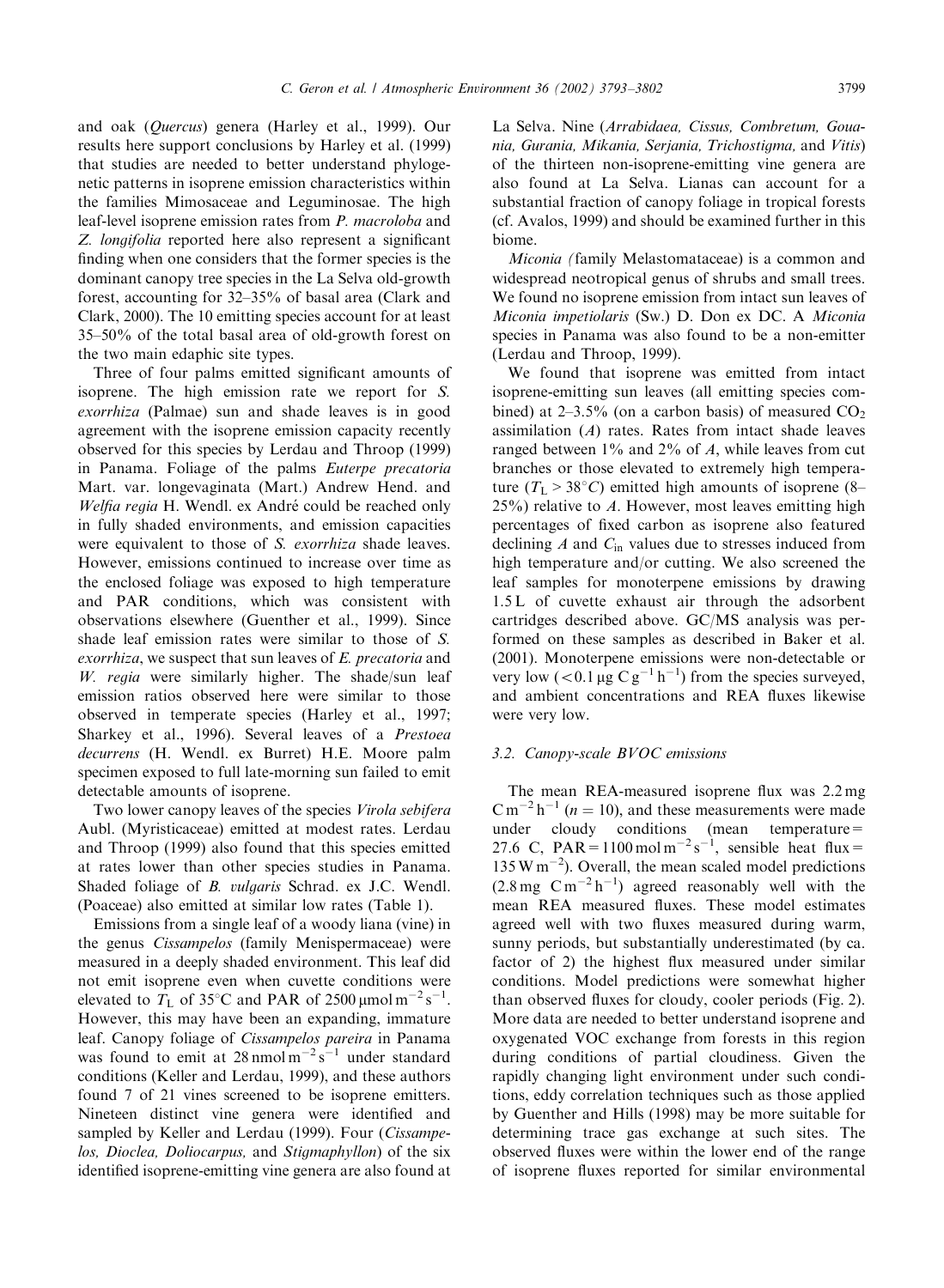and oak (*Quercus*) genera (Harley et al., 1999). Our results here support conclusions by Harley et al. (1999) that studies are needed to better understand phylogenetic patterns in isoprene emission characteristics within the families Mimosaceae and Leguminosae. The high leaf-level isoprene emission rates from *P. macroloba* and *Z. longifolia* reported here also represent a significant finding when one considers that the former species is the dominant canopy tree species in the La Selva old-growth forest, accounting for 32–35% of basal area (Clark and Clark, 2000). The 10 emitting species account for at least 35–50% of the total basal area of old-growth forest on the two main edaphic site types.

Three of four palms emitted significant amounts of isoprene. The high emission rate we report for *S. exorrhiza* (Palmae) sun and shade leaves is in good agreement with the isoprene emission capacity recently observed for this species by Lerdau and Throop (1999) in Panama. Foliage of the palms *Euterpe precatoria* Mart. var. longevaginata (Mart.) Andrew Hend. and *Welfia regia* H. Wendl. ex André could be reached only in fully shaded environments, and emission capacities were equivalent to those of *S. exorrhiza* shade leaves. However, emissions continued to increase over time as the enclosed foliage was exposed to high temperature and PAR conditions, which was consistent with observations elsewhere (Guenther et al., 1999). Since shade leaf emission rates were similar to those of *S. exorrhiza*, we suspect that sun leaves of *E. precatoria* and *W. regia* were similarly higher. The shade/sun leaf emission ratios observed here were similar to those observed in temperate species (Harley et al., 1997; Sharkey et al., 1996). Several leaves of a *Prestoea decurrens* (H. Wendl. ex Burret) H.E. Moore palm specimen exposed to full late-morning sun failed to emit detectable amounts of isoprene.

Two lower canopy leaves of the species *Virola sebifera* Aubl. (Myristicaceae) emitted at modest rates. Lerdau and Throop (1999) also found that this species emitted at rates lower than other species studies in Panama. Shaded foliage of *B. vulgaris* Schrad. ex J.C. Wendl. (Poaceae) also emitted at similar low rates (Table 1).

Emissions from a single leaf of a woody liana (vine) in the genus *Cissampelos* (family Menispermaceae) were measured in a deeply shaded environment. This leaf did not emit isoprene even when cuvette conditions were elevated to $T_L$ of 35°C and PAR of 2500 $\mu$mol m$^{-2}$ s$^{-1}$. However, this may have been an expanding, immature leaf. Canopy foliage of *Cissampelos pareira* in Panama was found to emit at 28 nmol m$^{-2}$ s$^{-1}$ under standard conditions (Keller and Lerdau, 1999), and these authors found 7 of 21 vines screened to be isoprene emitters. Nineteen distinct vine genera were identified and sampled by Keller and Lerdau (1999). Four (*Cissampelos, Dioclea, Doliocarpus,* and *Stigmaphyllon*) of the six identified isoprene-emitting vine genera are also found at La Selva. Nine (*Arrabidaea, Cissus, Combretum, Gouania, Gurania, Mikania, Serjania, Trichostigma,* and *Vitis*) of the thirteen non-isoprene-emitting vine genera are also found at La Selva. Lianas can account for a substantial fraction of canopy foliage in tropical forests (cf. Avalos, 1999) and should be examined further in this biome.

*Miconia (*family Melastomataceae) is a common and widespread neotropical genus of shrubs and small trees. We found no isoprene emission from intact sun leaves of *Miconia impetiolaris* (Sw.) D. Don ex DC. A *Miconia* species in Panama was also found to be a non-emitter (Lerdau and Throop, 1999).

We found that isoprene was emitted from intact isoprene-emitting sun leaves (all emitting species combined) at 2–3.5% (on a carbon basis) of measured $CO_2$ assimilation ($A$) rates. Rates from intact shade leaves ranged between 1% and 2% of $A$, while leaves from cut branches or those elevated to extremely high temperature ($T_L > 38°C$) emitted high amounts of isoprene (8–25%) relative to $A$. However, most leaves emitting high percentages of fixed carbon as isoprene also featured declining $A$ and $C_{in}$ values due to stresses induced from high temperature and/or cutting. We also screened the leaf samples for monoterpene emissions by drawing 1.5 L of cuvette exhaust air through the adsorbent cartridges described above. GC/MS analysis was performed on these samples as described in Baker et al. (2001). Monoterpene emissions were non-detectable or very low ($<0.1\,\mu$g C g$^{-1}$ h$^{-1}$) from the species surveyed, and ambient concentrations and REA fluxes likewise were very low.

### 3.2. Canopy-scale BVOC emissions

The mean REA-measured isoprene flux was 2.2 mg C m$^{-2}$ h$^{-1}$ ($n = 10$), and these measurements were made under cloudy conditions (mean temperature = 27.6 C, PAR = 1100 mol m$^{-2}$ s$^{-1}$, sensible heat flux = 135 W m$^{-2}$). Overall, the mean scaled model predictions (2.8 mg C m$^{-2}$ h$^{-1}$) agreed reasonably well with the mean REA measured fluxes. These model estimates agreed well with two fluxes measured during warm, sunny periods, but substantially underestimated (by ca. factor of 2) the highest flux measured under similar conditions. Model predictions were somewhat higher than observed fluxes for cloudy, cooler periods (Fig. 2). More data are needed to better understand isoprene and oxygenated VOC exchange from forests in this region during conditions of partial cloudiness. Given the rapidly changing light environment under such conditions, eddy correlation techniques such as those applied by Guenther and Hills (1998) may be more suitable for determining trace gas exchange at such sites. The observed fluxes were within the lower end of the range of isoprene fluxes reported for similar environmental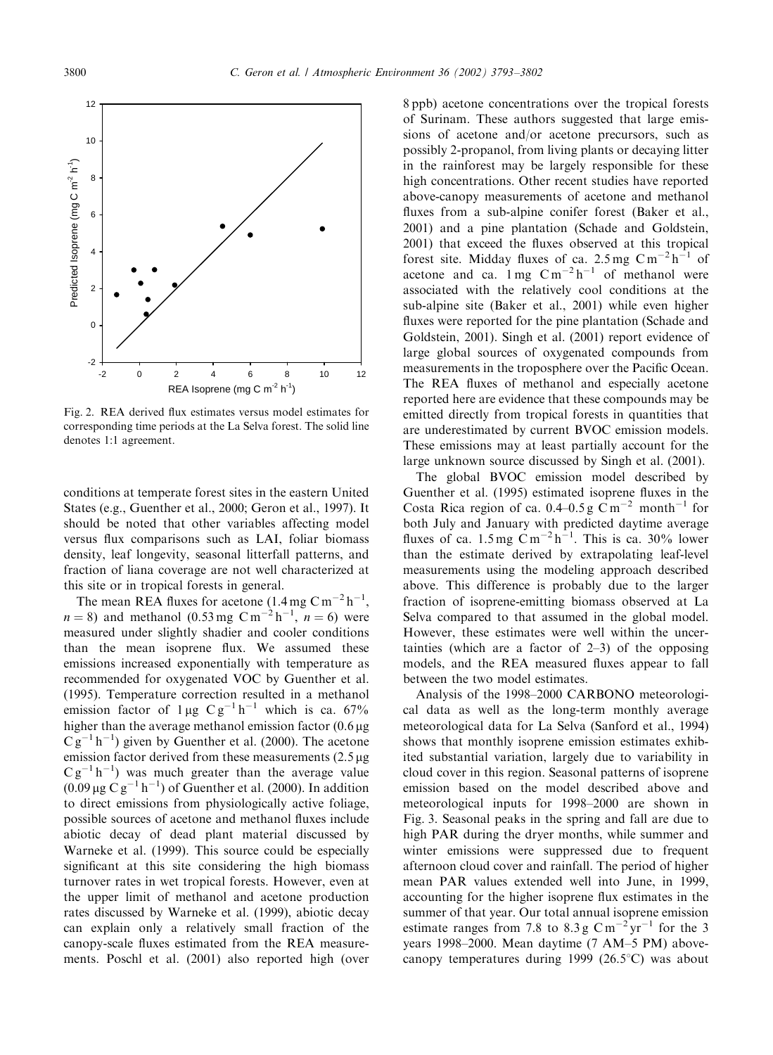Fig. 2. REA derived flux estimates versus model estimates for corresponding time periods at the La Selva forest. The solid line denotes 1:1 agreement.

conditions at temperate forest sites in the eastern United States (e.g., Guenther et al., 2000; Geron et al., 1997). It should be noted that other variables affecting model versus flux comparisons such as LAI, foliar biomass density, leaf longevity, seasonal litterfall patterns, and fraction of liana coverage are not well characterized at this site or in tropical forests in general.

The mean REA fluxes for acetone ($1.4\,\mathrm{mg\,C\,m^{-2}\,h^{-1}}$, $n = 8$) and methanol ($0.53\,\mathrm{mg\,C\,m^{-2}\,h^{-1}}$, $n = 6$) were measured under slightly shadier and cooler conditions than the mean isoprene flux. We assumed these emissions increased exponentially with temperature as recommended for oxygenated VOC by Guenther et al. (1995). Temperature correction resulted in a methanol emission factor of $1\,\mathrm{\mu g\,C\,g^{-1}\,h^{-1}}$ which is ca. 67% higher than the average methanol emission factor ($0.6\,\mathrm{\mu g\,C\,g^{-1}\,h^{-1}}$) given by Guenther et al. (2000). The acetone emission factor derived from these measurements ($2.5\,\mathrm{\mu g\,C\,g^{-1}\,h^{-1}}$) was much greater than the average value ($0.09\,\mathrm{\mu g\,C\,g^{-1}\,h^{-1}}$) of Guenther et al. (2000). In addition to direct emissions from physiologically active foliage, possible sources of acetone and methanol fluxes include abiotic decay of dead plant material discussed by Warneke et al. (1999). This source could be especially significant at this site considering the high biomass turnover rates in wet tropical forests. However, even at the upper limit of methanol and acetone production rates discussed by Warneke et al. (1999), abiotic decay can explain only a relatively small fraction of the canopy-scale fluxes estimated from the REA measurements. Poschl et al. (2001) also reported high (over 8 ppb) acetone concentrations over the tropical forests of Surinam. These authors suggested that large emissions of acetone and/or acetone precursors, such as possibly 2-propanol, from living plants or decaying litter in the rainforest may be largely responsible for these high concentrations. Other recent studies have reported above-canopy measurements of acetone and methanol fluxes from a sub-alpine conifer forest (Baker et al., 2001) and a pine plantation (Schade and Goldstein, 2001) that exceed the fluxes observed at this tropical forest site. Midday fluxes of ca. $2.5\,\mathrm{mg\,C\,m^{-2}\,h^{-1}}$ of acetone and ca. $1\,\mathrm{mg\,C\,m^{-2}\,h^{-1}}$ of methanol were associated with the relatively cool conditions at the sub-alpine site (Baker et al., 2001) while even higher fluxes were reported for the pine plantation (Schade and Goldstein, 2001). Singh et al. (2001) report evidence of large global sources of oxygenated compounds from measurements in the troposphere over the Pacific Ocean. The REA fluxes of methanol and especially acetone reported here are evidence that these compounds may be emitted directly from tropical forests in quantities that are underestimated by current BVOC emission models. These emissions may at least partially account for the large unknown source discussed by Singh et al. (2001).

The global BVOC emission model described by Guenther et al. (1995) estimated isoprene fluxes in the Costa Rica region of ca. $0.4$–$0.5\,\mathrm{g\,C\,m^{-2}\,month^{-1}}$ for both July and January with predicted daytime average fluxes of ca. $1.5\,\mathrm{mg\,C\,m^{-2}\,h^{-1}}$. This is ca. 30% lower than the estimate derived by extrapolating leaf-level measurements using the modeling approach described above. This difference is probably due to the larger fraction of isoprene-emitting biomass observed at La Selva compared to that assumed in the global model. However, these estimates were well within the uncertainties (which are a factor of 2–3) of the opposing models, and the REA measured fluxes appear to fall between the two model estimates.

Analysis of the 1998–2000 CARBONO meteorological data as well as the long-term monthly average meteorological data for La Selva (Sanford et al., 1994) shows that monthly isoprene emission estimates exhibited substantial variation, largely due to variability in cloud cover in this region. Seasonal patterns of isoprene emission based on the model described above and meteorological inputs for 1998–2000 are shown in Fig. 3. Seasonal peaks in the spring and fall are due to high PAR during the dryer months, while summer and winter emissions were suppressed due to frequent afternoon cloud cover and rainfall. The period of higher mean PAR values extended well into June, in 1999, accounting for the higher isoprene flux estimates in the summer of that year. Our total annual isoprene emission estimate ranges from 7.8 to $8.3\,\mathrm{g\,C\,m^{-2}\,yr^{-1}}$ for the 3 years 1998–2000. Mean daytime (7 AM–5 PM) above-canopy temperatures during 1999 (26.5°C) was about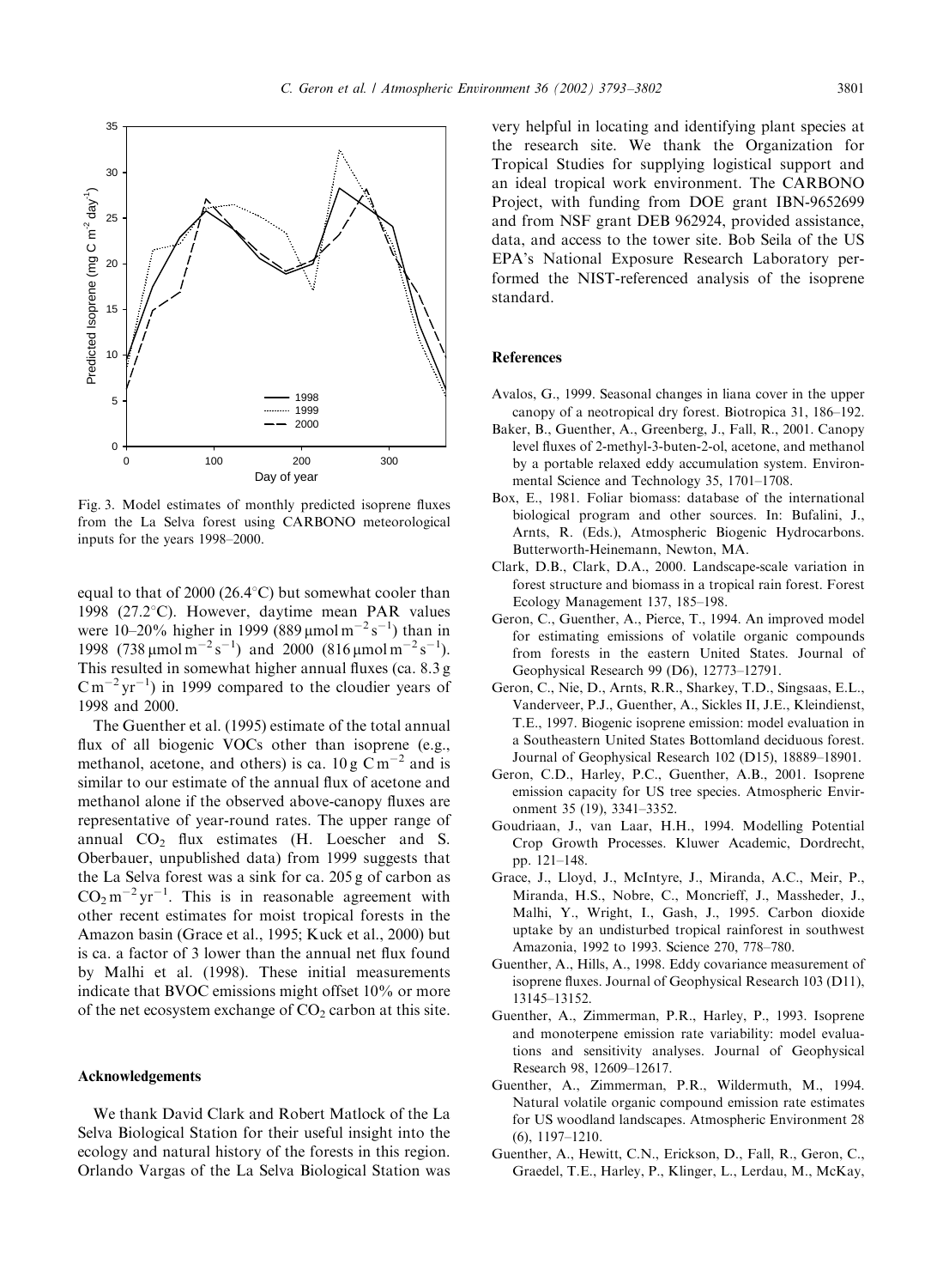Fig. 3. Model estimates of monthly predicted isoprene fluxes from the La Selva forest using CARBONO meteorological inputs for the years 1998–2000.

equal to that of 2000 (26.4°C) but somewhat cooler than 1998 (27.2°C). However, daytime mean PAR values were 10–20% higher in 1999 (889 $\mu$mol m$^{-2}$ s$^{-1}$) than in 1998 (738 $\mu$mol m$^{-2}$ s$^{-1}$) and 2000 (816 $\mu$mol m$^{-2}$ s$^{-1}$). This resulted in somewhat higher annual fluxes (ca. 8.3 g C m$^{-2}$ yr$^{-1}$) in 1999 compared to the cloudier years of 1998 and 2000.

The Guenther et al. (1995) estimate of the total annual flux of all biogenic VOCs other than isoprene (e.g., methanol, acetone, and others) is ca. 10 g C m$^{-2}$ and is similar to our estimate of the annual flux of acetone and methanol alone if the observed above-canopy fluxes are representative of year-round rates. The upper range of annual $CO_2$ flux estimates (H. Loescher and S. Oberbauer, unpublished data) from 1999 suggests that the La Selva forest was a sink for ca. 205 g of carbon as $CO_2$ m$^{-2}$ yr$^{-1}$. This is in reasonable agreement with other recent estimates for moist tropical forests in the Amazon basin (Grace et al., 1995; Kuck et al., 2000) but is ca. a factor of 3 lower than the annual net flux found by Malhi et al. (1998). These initial measurements indicate that BVOC emissions might offset 10% or more of the net ecosystem exchange of $CO_2$ carbon at this site.

## Acknowledgements

We thank David Clark and Robert Matlock of the La Selva Biological Station for their useful insight into the ecology and natural history of the forests in this region. Orlando Vargas of the La Selva Biological Station was very helpful in locating and identifying plant species at the research site. We thank the Organization for Tropical Studies for supplying logistical support and an ideal tropical work environment. The CARBONO Project, with funding from DOE grant IBN-9652699 and from NSF grant DEB 962924, provided assistance, data, and access to the tower site. Bob Seila of the US EPA's National Exposure Research Laboratory performed the NIST-referenced analysis of the isoprene standard.

## References

Avalos, G., 1999. Seasonal changes in liana cover in the upper canopy of a neotropical dry forest. Biotropica 31, 186–192.

Baker, B., Guenther, A., Greenberg, J., Fall, R., 2001. Canopy level fluxes of 2-methyl-3-buten-2-ol, acetone, and methanol by a portable relaxed eddy accumulation system. Environmental Science and Technology 35, 1701–1708.

Box, E., 1981. Foliar biomass: database of the international biological program and other sources. In: Bufalini, J., Arnts, R. (Eds.), Atmospheric Biogenic Hydrocarbons. Butterworth-Heinemann, Newton, MA.

Clark, D.B., Clark, D.A., 2000. Landscape-scale variation in forest structure and biomass in a tropical rain forest. Forest Ecology Management 137, 185–198.

Geron, C., Guenther, A., Pierce, T., 1994. An improved model for estimating emissions of volatile organic compounds from forests in the eastern United States. Journal of Geophysical Research 99 (D6), 12773–12791.

Geron, C., Nie, D., Arnts, R.R., Sharkey, T.D., Singsaas, E.L., Vanderveer, P.J., Guenther, A., Sickles II, J.E., Kleindienst, T.E., 1997. Biogenic isoprene emission: model evaluation in a Southeastern United States Bottomland deciduous forest. Journal of Geophysical Research 102 (D15), 18889–18901.

Geron, C.D., Harley, P.C., Guenther, A.B., 2001. Isoprene emission capacity for US tree species. Atmospheric Environment 35 (19), 3341–3352.

Goudriaan, J., van Laar, H.H., 1994. Modelling Potential Crop Growth Processes. Kluwer Academic, Dordrecht, pp. 121–148.

Grace, J., Lloyd, J., McIntyre, J., Miranda, A.C., Meir, P., Miranda, H.S., Nobre, C., Moncrieff, J., Massheder, J., Malhi, Y., Wright, I., Gash, J., 1995. Carbon dioxide uptake by an undisturbed tropical rainforest in southwest Amazonia, 1992 to 1993. Science 270, 778–780.

Guenther, A., Hills, A., 1998. Eddy covariance measurement of isoprene fluxes. Journal of Geophysical Research 103 (D11), 13145–13152.

Guenther, A., Zimmerman, P.R., Harley, P., 1993. Isoprene and monoterpene emission rate variability: model evaluations and sensitivity analyses. Journal of Geophysical Research 98, 12609–12617.

Guenther, A., Zimmerman, P.R., Wildermuth, M., 1994. Natural volatile organic compound emission rate estimates for US woodland landscapes. Atmospheric Environment 28 (6), 1197–1210.

Guenther, A., Hewitt, C.N., Erickson, D., Fall, R., Geron, C., Graedel, T.E., Harley, P., Klinger, L., Lerdau, M., McKay,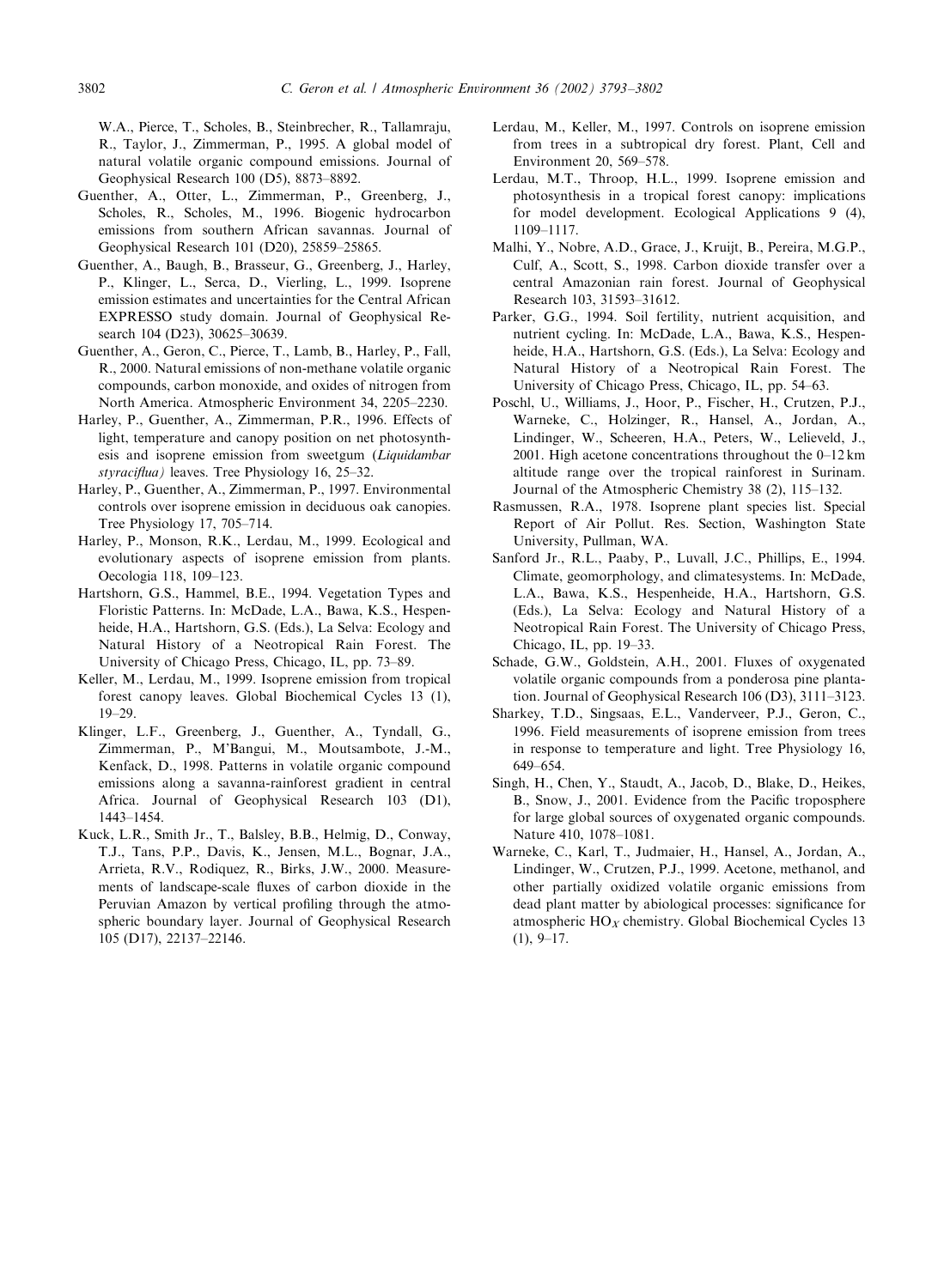W.A., Pierce, T., Scholes, B., Steinbrecher, R., Tallamraju, R., Taylor, J., Zimmerman, P., 1995. A global model of natural volatile organic compound emissions. Journal of Geophysical Research 100 (D5), 8873–8892.

Guenther, A., Otter, L., Zimmerman, P., Greenberg, J., Scholes, R., Scholes, M., 1996. Biogenic hydrocarbon emissions from southern African savannas. Journal of Geophysical Research 101 (D20), 25859–25865.

Guenther, A., Baugh, B., Brasseur, G., Greenberg, J., Harley, P., Klinger, L., Serca, D., Vierling, L., 1999. Isoprene emission estimates and uncertainties for the Central African EXPRESSO study domain. Journal of Geophysical Research 104 (D23), 30625–30639.

Guenther, A., Geron, C., Pierce, T., Lamb, B., Harley, P., Fall, R., 2000. Natural emissions of non-methane volatile organic compounds, carbon monoxide, and oxides of nitrogen from North America. Atmospheric Environment 34, 2205–2230.

Harley, P., Guenther, A., Zimmerman, P.R., 1996. Effects of light, temperature and canopy position on net photosynthesis and isoprene emission from sweetgum (*Liquidambar styraciflua)* leaves. Tree Physiology 16, 25–32.

Harley, P., Guenther, A., Zimmerman, P., 1997. Environmental controls over isoprene emission in deciduous oak canopies. Tree Physiology 17, 705–714.

Harley, P., Monson, R.K., Lerdau, M., 1999. Ecological and evolutionary aspects of isoprene emission from plants. Oecologia 118, 109–123.

Hartshorn, G.S., Hammel, B.E., 1994. Vegetation Types and Floristic Patterns. In: McDade, L.A., Bawa, K.S., Hespenheide, H.A., Hartshorn, G.S. (Eds.), La Selva: Ecology and Natural History of a Neotropical Rain Forest. The University of Chicago Press, Chicago, IL, pp. 73–89.

Keller, M., Lerdau, M., 1999. Isoprene emission from tropical forest canopy leaves. Global Biochemical Cycles 13 (1), 19–29.

Klinger, L.F., Greenberg, J., Guenther, A., Tyndall, G., Zimmerman, P., M'Bangui, M., Moutsambote, J.-M., Kenfack, D., 1998. Patterns in volatile organic compound emissions along a savanna-rainforest gradient in central Africa. Journal of Geophysical Research 103 (D1), 1443–1454.

Kuck, L.R., Smith Jr., T., Balsley, B.B., Helmig, D., Conway, T.J., Tans, P.P., Davis, K., Jensen, M.L., Bognar, J.A., Arrieta, R.V., Rodiquez, R., Birks, J.W., 2000. Measurements of landscape-scale fluxes of carbon dioxide in the Peruvian Amazon by vertical profiling through the atmospheric boundary layer. Journal of Geophysical Research 105 (D17), 22137–22146.

Lerdau, M., Keller, M., 1997. Controls on isoprene emission from trees in a subtropical dry forest. Plant, Cell and Environment 20, 569–578.

Lerdau, M.T., Throop, H.L., 1999. Isoprene emission and photosynthesis in a tropical forest canopy: implications for model development. Ecological Applications 9 (4), 1109–1117.

Malhi, Y., Nobre, A.D., Grace, J., Kruijt, B., Pereira, M.G.P., Culf, A., Scott, S., 1998. Carbon dioxide transfer over a central Amazonian rain forest. Journal of Geophysical Research 103, 31593–31612.

Parker, G.G., 1994. Soil fertility, nutrient acquisition, and nutrient cycling. In: McDade, L.A., Bawa, K.S., Hespenheide, H.A., Hartshorn, G.S. (Eds.), La Selva: Ecology and Natural History of a Neotropical Rain Forest. The University of Chicago Press, Chicago, IL, pp. 54–63.

Poschl, U., Williams, J., Hoor, P., Fischer, H., Crutzen, P.J., Warneke, C., Holzinger, R., Hansel, A., Jordan, A., Lindinger, W., Scheeren, H.A., Peters, W., Lelieveld, J., 2001. High acetone concentrations throughout the 0–12 km altitude range over the tropical rainforest in Surinam. Journal of the Atmospheric Chemistry 38 (2), 115–132.

Rasmussen, R.A., 1978. Isoprene plant species list. Special Report of Air Pollut. Res. Section, Washington State University, Pullman, WA.

Sanford Jr., R.L., Paaby, P., Luvall, J.C., Phillips, E., 1994. Climate, geomorphology, and climatesystems. In: McDade, L.A., Bawa, K.S., Hespenheide, H.A., Hartshorn, G.S. (Eds.), La Selva: Ecology and Natural History of a Neotropical Rain Forest. The University of Chicago Press, Chicago, IL, pp. 19–33.

Schade, G.W., Goldstein, A.H., 2001. Fluxes of oxygenated volatile organic compounds from a ponderosa pine plantation. Journal of Geophysical Research 106 (D3), 3111–3123.

Sharkey, T.D., Singsaas, E.L., Vanderveer, P.J., Geron, C., 1996. Field measurements of isoprene emission from trees in response to temperature and light. Tree Physiology 16, 649–654.

Singh, H., Chen, Y., Staudt, A., Jacob, D., Blake, D., Heikes, B., Snow, J., 2001. Evidence from the Pacific troposphere for large global sources of oxygenated organic compounds. Nature 410, 1078–1081.

Warneke, C., Karl, T., Judmaier, H., Hansel, A., Jordan, A., Lindinger, W., Crutzen, P.J., 1999. Acetone, methanol, and other partially oxidized volatile organic emissions from dead plant matter by abiological processes: significance for atmospheric $HO_X$ chemistry. Global Biochemical Cycles 13 (1), 9–17.